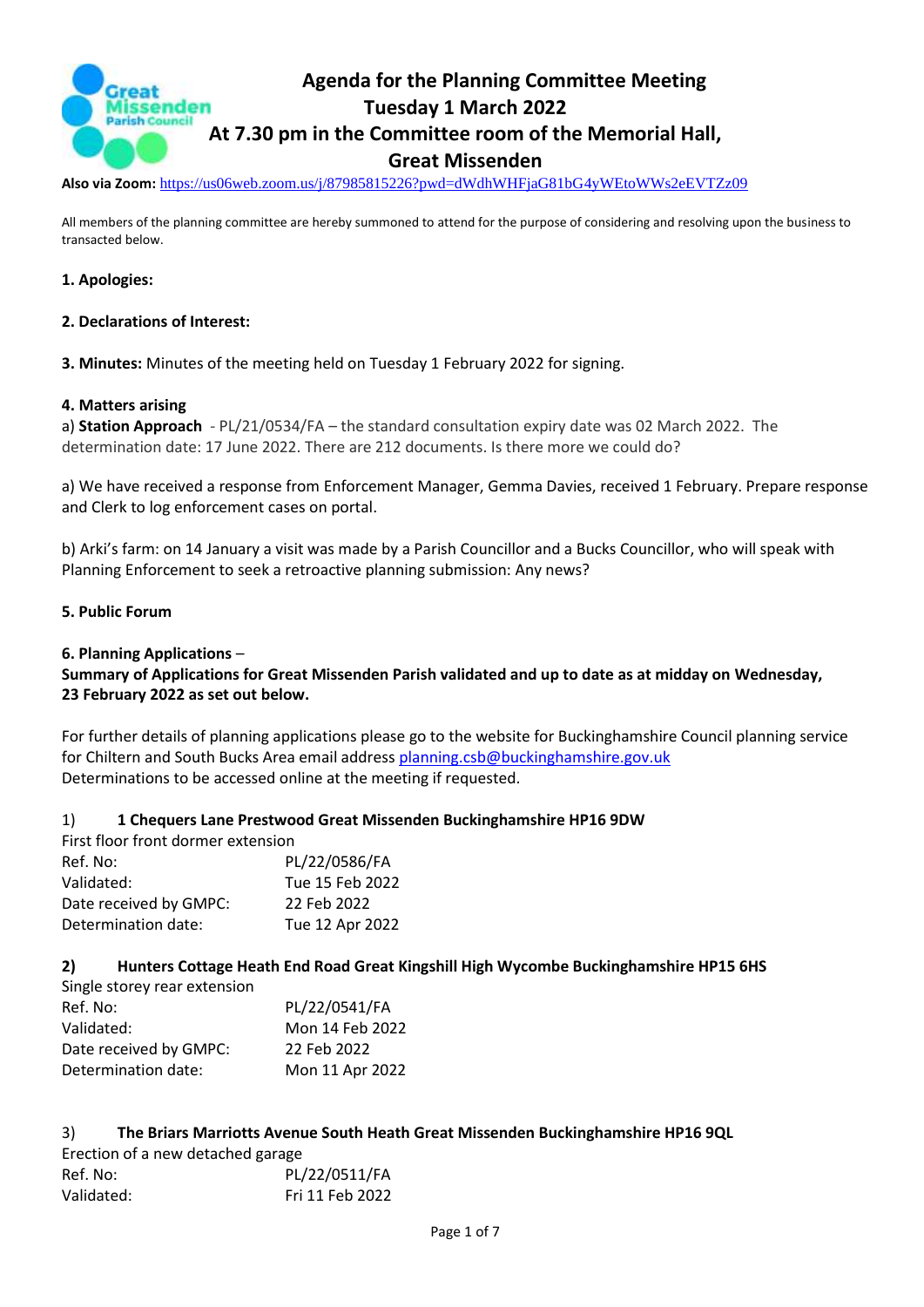# Agenda for the Planning Committee Meeting
## Tuesday 1 March 2022
## At 7.30 pm in the Committee room of the Memorial Hall, Great Missenden

**Also via Zoom:** https://us06web.zoom.us/j/87985815226?pwd=dWdhWHFjaG81bG4yWEtoWWs2eEVTZz09

All members of the planning committee are hereby summoned to attend for the purpose of considering and resolving upon the business to transacted below.

**1. Apologies:**

**2. Declarations of Interest:**

**3. Minutes:** Minutes of the meeting held on Tuesday 1 February 2022 for signing.

**4. Matters arising**

a) **Station Approach** - PL/21/0534/FA – the standard consultation expiry date was 02 March 2022. The determination date: 17 June 2022. There are 212 documents. Is there more we could do?

a) We have received a response from Enforcement Manager, Gemma Davies, received 1 February. Prepare response and Clerk to log enforcement cases on portal.

b) Arki's farm: on 14 January a visit was made by a Parish Councillor and a Bucks Councillor, who will speak with Planning Enforcement to seek a retroactive planning submission: Any news?

**5. Public Forum**

**6. Planning Applications** –

**Summary of Applications for Great Missenden Parish validated and up to date as at midday on Wednesday, 23 February 2022 as set out below.**

For further details of planning applications please go to the website for Buckinghamshire Council planning service for Chiltern and South Bucks Area email address planning.csb@buckinghamshire.gov.uk
Determinations to be accessed online at the meeting if requested.

1) **1 Chequers Lane Prestwood Great Missenden Buckinghamshire HP16 9DW**

First floor front dormer extension

| | |
|---|---|
| Ref. No: | PL/22/0586/FA |
| Validated: | Tue 15 Feb 2022 |
| Date received by GMPC: | 22 Feb 2022 |
| Determination date: | Tue 12 Apr 2022 |

**2) Hunters Cottage Heath End Road Great Kingshill High Wycombe Buckinghamshire HP15 6HS**

Single storey rear extension

| | |
|---|---|
| Ref. No: | PL/22/0541/FA |
| Validated: | Mon 14 Feb 2022 |
| Date received by GMPC: | 22 Feb 2022 |
| Determination date: | Mon 11 Apr 2022 |

3) **The Briars Marriotts Avenue South Heath Great Missenden Buckinghamshire HP16 9QL**

Erection of a new detached garage

| | |
|---|---|
| Ref. No: | PL/22/0511/FA |
| Validated: | Fri 11 Feb 2022 |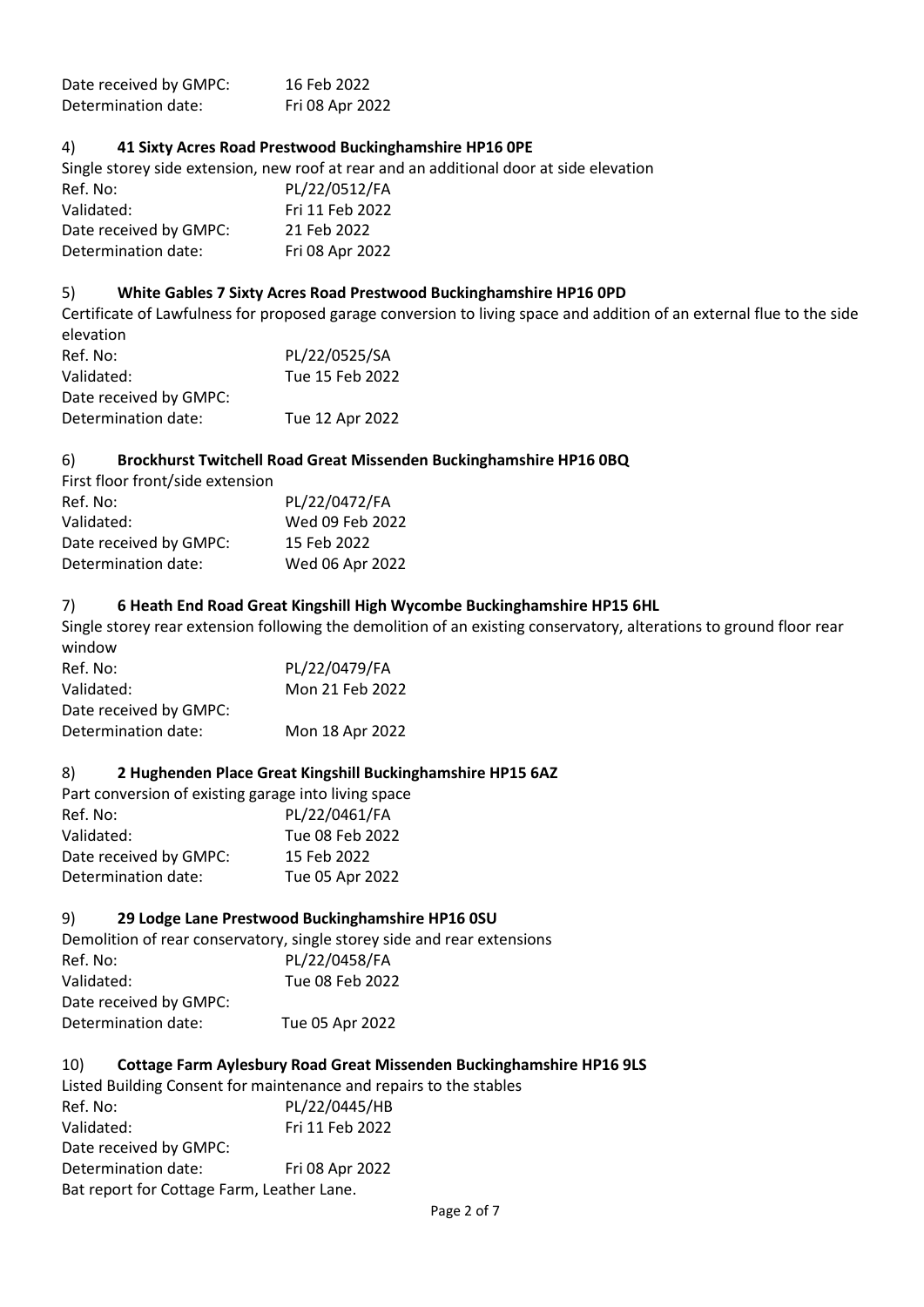Date received by GMPC: 16 Feb 2022
Determination date: Fri 08 Apr 2022

4) **41 Sixty Acres Road Prestwood Buckinghamshire HP16 0PE**

Single storey side extension, new roof at rear and an additional door at side elevation

Ref. No: PL/22/0512/FA
Validated: Fri 11 Feb 2022
Date received by GMPC: 21 Feb 2022
Determination date: Fri 08 Apr 2022

5) **White Gables 7 Sixty Acres Road Prestwood Buckinghamshire HP16 0PD**

Certificate of Lawfulness for proposed garage conversion to living space and addition of an external flue to the side elevation

Ref. No: PL/22/0525/SA
Validated: Tue 15 Feb 2022
Date received by GMPC:
Determination date: Tue 12 Apr 2022

6) **Brockhurst Twitchell Road Great Missenden Buckinghamshire HP16 0BQ**

First floor front/side extension

Ref. No: PL/22/0472/FA
Validated: Wed 09 Feb 2022
Date received by GMPC: 15 Feb 2022
Determination date: Wed 06 Apr 2022

7) **6 Heath End Road Great Kingshill High Wycombe Buckinghamshire HP15 6HL**

Single storey rear extension following the demolition of an existing conservatory, alterations to ground floor rear window

Ref. No: PL/22/0479/FA
Validated: Mon 21 Feb 2022
Date received by GMPC:
Determination date: Mon 18 Apr 2022

8) **2 Hughenden Place Great Kingshill Buckinghamshire HP15 6AZ**

Part conversion of existing garage into living space

Ref. No: PL/22/0461/FA
Validated: Tue 08 Feb 2022
Date received by GMPC: 15 Feb 2022
Determination date: Tue 05 Apr 2022

9) **29 Lodge Lane Prestwood Buckinghamshire HP16 0SU**

Demolition of rear conservatory, single storey side and rear extensions

Ref. No: PL/22/0458/FA
Validated: Tue 08 Feb 2022
Date received by GMPC:
Determination date: Tue 05 Apr 2022

10) **Cottage Farm Aylesbury Road Great Missenden Buckinghamshire HP16 9LS**

Listed Building Consent for maintenance and repairs to the stables

Ref. No: PL/22/0445/HB
Validated: Fri 11 Feb 2022
Date received by GMPC:
Determination date: Fri 08 Apr 2022

Bat report for Cottage Farm, Leather Lane.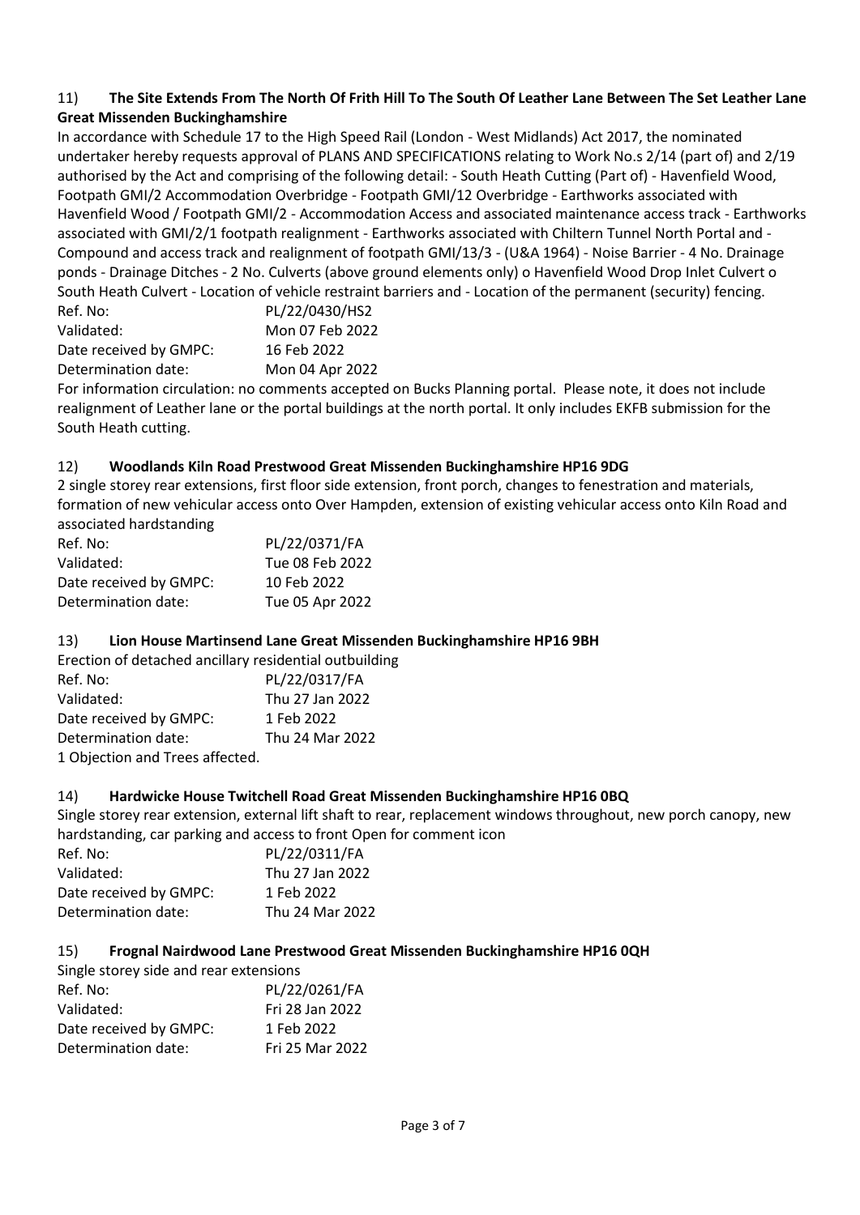11) **The Site Extends From The North Of Frith Hill To The South Of Leather Lane Between The Set Leather Lane Great Missenden Buckinghamshire**

In accordance with Schedule 17 to the High Speed Rail (London - West Midlands) Act 2017, the nominated undertaker hereby requests approval of PLANS AND SPECIFICATIONS relating to Work No.s 2/14 (part of) and 2/19 authorised by the Act and comprising of the following detail: - South Heath Cutting (Part of) - Havenfield Wood, Footpath GMI/2 Accommodation Overbridge - Footpath GMI/12 Overbridge - Earthworks associated with Havenfield Wood / Footpath GMI/2 - Accommodation Access and associated maintenance access track - Earthworks associated with GMI/2/1 footpath realignment - Earthworks associated with Chiltern Tunnel North Portal and - Compound and access track and realignment of footpath GMI/13/3 - (U&A 1964) - Noise Barrier - 4 No. Drainage ponds - Drainage Ditches - 2 No. Culverts (above ground elements only) o Havenfield Wood Drop Inlet Culvert o South Heath Culvert - Location of vehicle restraint barriers and - Location of the permanent (security) fencing.

| | |
|---|---|
| Ref. No: | PL/22/0430/HS2 |
| Validated: | Mon 07 Feb 2022 |
| Date received by GMPC: | 16 Feb 2022 |
| Determination date: | Mon 04 Apr 2022 |

For information circulation: no comments accepted on Bucks Planning portal. Please note, it does not include realignment of Leather lane or the portal buildings at the north portal. It only includes EKFB submission for the South Heath cutting.

12) **Woodlands Kiln Road Prestwood Great Missenden Buckinghamshire HP16 9DG**

2 single storey rear extensions, first floor side extension, front porch, changes to fenestration and materials, formation of new vehicular access onto Over Hampden, extension of existing vehicular access onto Kiln Road and associated hardstanding

| | |
|---|---|
| Ref. No: | PL/22/0371/FA |
| Validated: | Tue 08 Feb 2022 |
| Date received by GMPC: | 10 Feb 2022 |
| Determination date: | Tue 05 Apr 2022 |

13) **Lion House Martinsend Lane Great Missenden Buckinghamshire HP16 9BH**

Erection of detached ancillary residential outbuilding

| | |
|---|---|
| Ref. No: | PL/22/0317/FA |
| Validated: | Thu 27 Jan 2022 |
| Date received by GMPC: | 1 Feb 2022 |
| Determination date: | Thu 24 Mar 2022 |

1 Objection and Trees affected.

14) **Hardwicke House Twitchell Road Great Missenden Buckinghamshire HP16 0BQ**

Single storey rear extension, external lift shaft to rear, replacement windows throughout, new porch canopy, new hardstanding, car parking and access to front Open for comment icon

| | |
|---|---|
| Ref. No: | PL/22/0311/FA |
| Validated: | Thu 27 Jan 2022 |
| Date received by GMPC: | 1 Feb 2022 |
| Determination date: | Thu 24 Mar 2022 |

15) **Frognal Nairdwood Lane Prestwood Great Missenden Buckinghamshire HP16 0QH**

Single storey side and rear extensions

| | |
|---|---|
| Ref. No: | PL/22/0261/FA |
| Validated: | Fri 28 Jan 2022 |
| Date received by GMPC: | 1 Feb 2022 |
| Determination date: | Fri 25 Mar 2022 |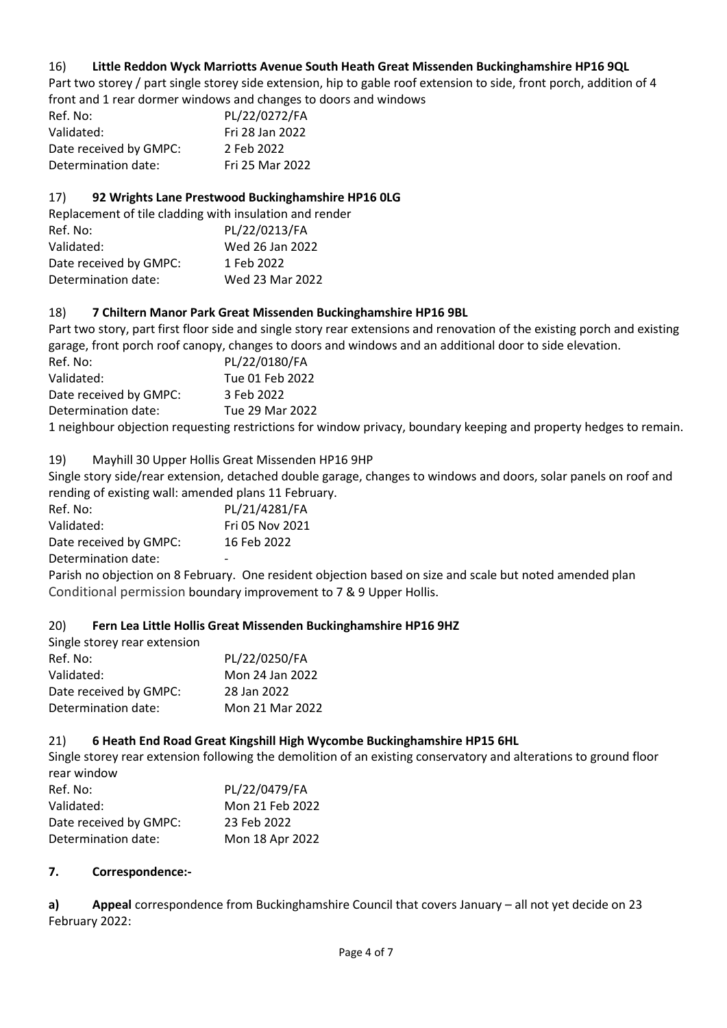16) **Little Reddon Wyck Marriotts Avenue South Heath Great Missenden Buckinghamshire HP16 9QL**

Part two storey / part single storey side extension, hip to gable roof extension to side, front porch, addition of 4 front and 1 rear dormer windows and changes to doors and windows

| | |
|---|---|
| Ref. No: | PL/22/0272/FA |
| Validated: | Fri 28 Jan 2022 |
| Date received by GMPC: | 2 Feb 2022 |
| Determination date: | Fri 25 Mar 2022 |

17) **92 Wrights Lane Prestwood Buckinghamshire HP16 0LG**

Replacement of tile cladding with insulation and render

| | |
|---|---|
| Ref. No: | PL/22/0213/FA |
| Validated: | Wed 26 Jan 2022 |
| Date received by GMPC: | 1 Feb 2022 |
| Determination date: | Wed 23 Mar 2022 |

18) **7 Chiltern Manor Park Great Missenden Buckinghamshire HP16 9BL**

Part two story, part first floor side and single story rear extensions and renovation of the existing porch and existing garage, front porch roof canopy, changes to doors and windows and an additional door to side elevation.

| | |
|---|---|
| Ref. No: | PL/22/0180/FA |
| Validated: | Tue 01 Feb 2022 |
| Date received by GMPC: | 3 Feb 2022 |
| Determination date: | Tue 29 Mar 2022 |

1 neighbour objection requesting restrictions for window privacy, boundary keeping and property hedges to remain.

19) Mayhill 30 Upper Hollis Great Missenden HP16 9HP

Single story side/rear extension, detached double garage, changes to windows and doors, solar panels on roof and rending of existing wall: amended plans 11 February.

| | |
|---|---|
| Ref. No: | PL/21/4281/FA |
| Validated: | Fri 05 Nov 2021 |
| Date received by GMPC: | 16 Feb 2022 |
| Determination date: | - |

Parish no objection on 8 February. One resident objection based on size and scale but noted amended plan Conditional permission boundary improvement to 7 & 9 Upper Hollis.

20) **Fern Lea Little Hollis Great Missenden Buckinghamshire HP16 9HZ**

Single storey rear extension

| | |
|---|---|
| Ref. No: | PL/22/0250/FA |
| Validated: | Mon 24 Jan 2022 |
| Date received by GMPC: | 28 Jan 2022 |
| Determination date: | Mon 21 Mar 2022 |

21) **6 Heath End Road Great Kingshill High Wycombe Buckinghamshire HP15 6HL**

Single storey rear extension following the demolition of an existing conservatory and alterations to ground floor rear window

| | |
|---|---|
| Ref. No: | PL/22/0479/FA |
| Validated: | Mon 21 Feb 2022 |
| Date received by GMPC: | 23 Feb 2022 |
| Determination date: | Mon 18 Apr 2022 |

**7. Correspondence:-**

**a) Appeal** correspondence from Buckinghamshire Council that covers January – all not yet decide on 23 February 2022: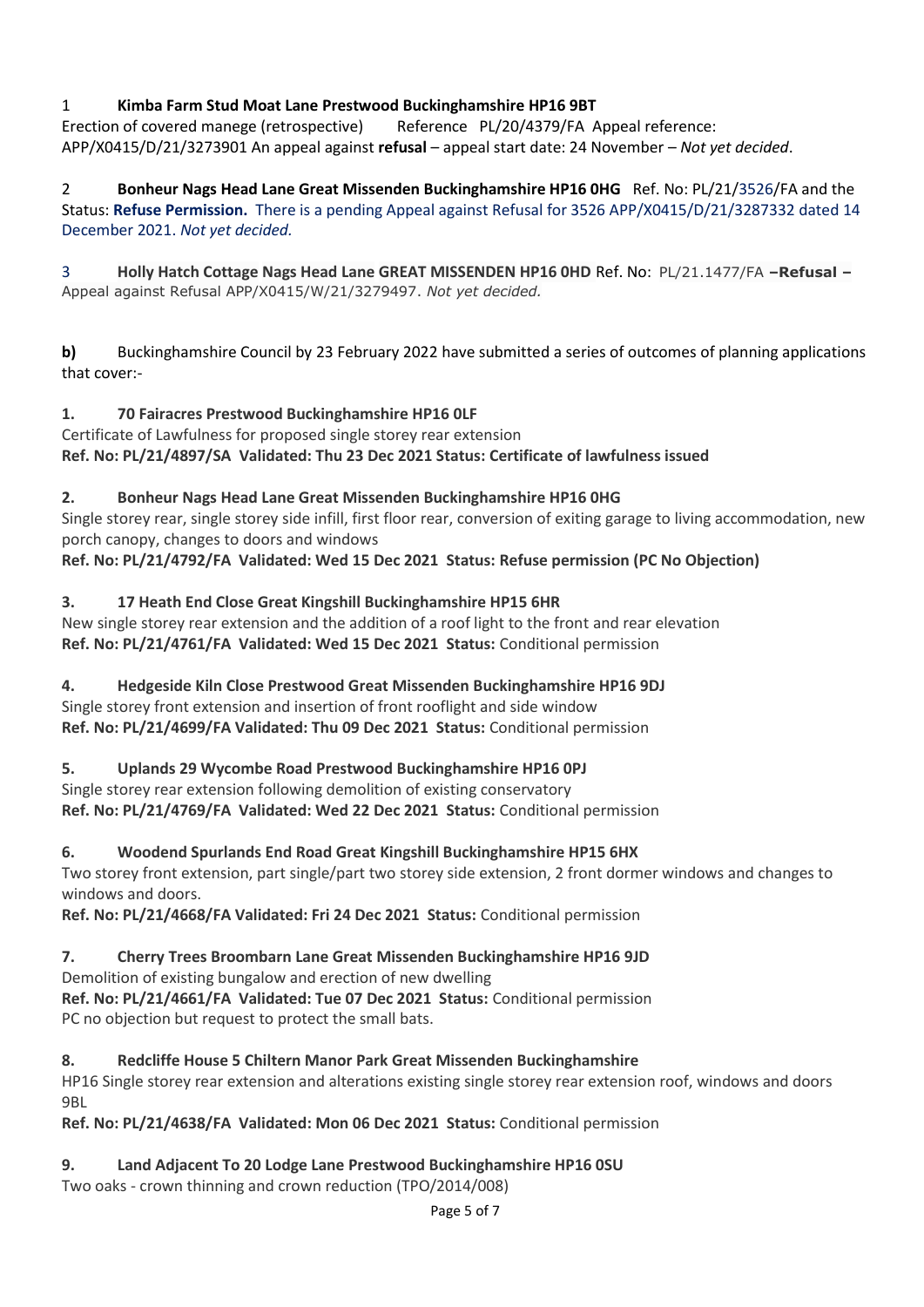1 **Kimba Farm Stud Moat Lane Prestwood Buckinghamshire HP16 9BT**
Erection of covered manege (retrospective) Reference PL/20/4379/FA Appeal reference: APP/X0415/D/21/3273901 An appeal against **refusal** – appeal start date: 24 November – *Not yet decided*.

2 **Bonheur Nags Head Lane Great Missenden Buckinghamshire HP16 0HG** Ref. No: PL/21/3526/FA and the Status: **Refuse Permission.** There is a pending Appeal against Refusal for 3526 APP/X0415/D/21/3287332 dated 14 December 2021. *Not yet decided.*

3 **Holly Hatch Cottage Nags Head Lane GREAT MISSENDEN HP16 0HD** Ref. No: PL/21.1477/FA **–Refusal –** Appeal against Refusal APP/X0415/W/21/3279497. *Not yet decided.*

**b)** Buckinghamshire Council by 23 February 2022 have submitted a series of outcomes of planning applications that cover:-

**1. 70 Fairacres Prestwood Buckinghamshire HP16 0LF**
Certificate of Lawfulness for proposed single storey rear extension
**Ref. No: PL/21/4897/SA Validated: Thu 23 Dec 2021 Status: Certificate of lawfulness issued**

**2. Bonheur Nags Head Lane Great Missenden Buckinghamshire HP16 0HG**
Single storey rear, single storey side infill, first floor rear, conversion of exiting garage to living accommodation, new porch canopy, changes to doors and windows
**Ref. No: PL/21/4792/FA Validated: Wed 15 Dec 2021 Status: Refuse permission (PC No Objection)**

**3. 17 Heath End Close Great Kingshill Buckinghamshire HP15 6HR**
New single storey rear extension and the addition of a roof light to the front and rear elevation
**Ref. No: PL/21/4761/FA Validated: Wed 15 Dec 2021 Status:** Conditional permission

**4. Hedgeside Kiln Close Prestwood Great Missenden Buckinghamshire HP16 9DJ**
Single storey front extension and insertion of front rooflight and side window
**Ref. No: PL/21/4699/FA Validated: Thu 09 Dec 2021 Status:** Conditional permission

**5. Uplands 29 Wycombe Road Prestwood Buckinghamshire HP16 0PJ**
Single storey rear extension following demolition of existing conservatory
**Ref. No: PL/21/4769/FA Validated: Wed 22 Dec 2021 Status:** Conditional permission

**6. Woodend Spurlands End Road Great Kingshill Buckinghamshire HP15 6HX**
Two storey front extension, part single/part two storey side extension, 2 front dormer windows and changes to windows and doors.
**Ref. No: PL/21/4668/FA Validated: Fri 24 Dec 2021 Status:** Conditional permission

**7. Cherry Trees Broombarn Lane Great Missenden Buckinghamshire HP16 9JD**
Demolition of existing bungalow and erection of new dwelling
**Ref. No: PL/21/4661/FA Validated: Tue 07 Dec 2021 Status:** Conditional permission
PC no objection but request to protect the small bats.

**8. Redcliffe House 5 Chiltern Manor Park Great Missenden Buckinghamshire**
HP16 Single storey rear extension and alterations existing single storey rear extension roof, windows and doors 9BL
**Ref. No: PL/21/4638/FA Validated: Mon 06 Dec 2021 Status:** Conditional permission

**9. Land Adjacent To 20 Lodge Lane Prestwood Buckinghamshire HP16 0SU**
Two oaks - crown thinning and crown reduction (TPO/2014/008)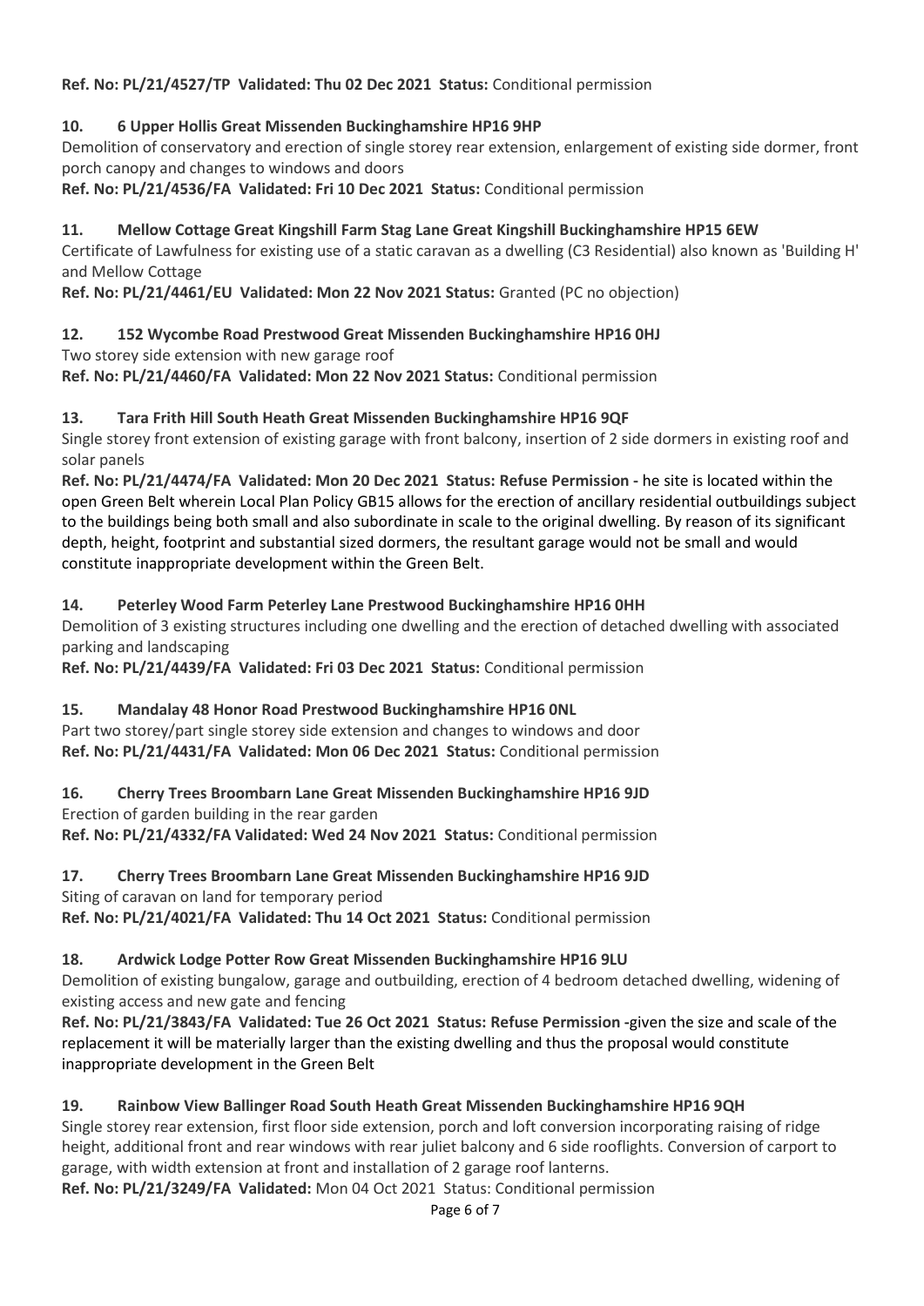**Ref. No: PL/21/4527/TP Validated: Thu 02 Dec 2021 Status:** Conditional permission

**10. 6 Upper Hollis Great Missenden Buckinghamshire HP16 9HP**

Demolition of conservatory and erection of single storey rear extension, enlargement of existing side dormer, front porch canopy and changes to windows and doors

**Ref. No: PL/21/4536/FA Validated: Fri 10 Dec 2021 Status:** Conditional permission

**11. Mellow Cottage Great Kingshill Farm Stag Lane Great Kingshill Buckinghamshire HP15 6EW**

Certificate of Lawfulness for existing use of a static caravan as a dwelling (C3 Residential) also known as 'Building H' and Mellow Cottage

**Ref. No: PL/21/4461/EU Validated: Mon 22 Nov 2021 Status:** Granted (PC no objection)

**12. 152 Wycombe Road Prestwood Great Missenden Buckinghamshire HP16 0HJ**

Two storey side extension with new garage roof

**Ref. No: PL/21/4460/FA Validated: Mon 22 Nov 2021 Status:** Conditional permission

**13. Tara Frith Hill South Heath Great Missenden Buckinghamshire HP16 9QF**

Single storey front extension of existing garage with front balcony, insertion of 2 side dormers in existing roof and solar panels

**Ref. No: PL/21/4474/FA Validated: Mon 20 Dec 2021 Status: Refuse Permission** - he site is located within the open Green Belt wherein Local Plan Policy GB15 allows for the erection of ancillary residential outbuildings subject to the buildings being both small and also subordinate in scale to the original dwelling. By reason of its significant depth, height, footprint and substantial sized dormers, the resultant garage would not be small and would constitute inappropriate development within the Green Belt.

**14. Peterley Wood Farm Peterley Lane Prestwood Buckinghamshire HP16 0HH**

Demolition of 3 existing structures including one dwelling and the erection of detached dwelling with associated parking and landscaping

**Ref. No: PL/21/4439/FA Validated: Fri 03 Dec 2021 Status:** Conditional permission

**15. Mandalay 48 Honor Road Prestwood Buckinghamshire HP16 0NL**

Part two storey/part single storey side extension and changes to windows and door

**Ref. No: PL/21/4431/FA Validated: Mon 06 Dec 2021 Status:** Conditional permission

**16. Cherry Trees Broombarn Lane Great Missenden Buckinghamshire HP16 9JD**

Erection of garden building in the rear garden

**Ref. No: PL/21/4332/FA Validated: Wed 24 Nov 2021 Status:** Conditional permission

**17. Cherry Trees Broombarn Lane Great Missenden Buckinghamshire HP16 9JD**

Siting of caravan on land for temporary period

**Ref. No: PL/21/4021/FA Validated: Thu 14 Oct 2021 Status:** Conditional permission

**18. Ardwick Lodge Potter Row Great Missenden Buckinghamshire HP16 9LU**

Demolition of existing bungalow, garage and outbuilding, erection of 4 bedroom detached dwelling, widening of existing access and new gate and fencing

**Ref. No: PL/21/3843/FA Validated: Tue 26 Oct 2021 Status: Refuse Permission** -given the size and scale of the replacement it will be materially larger than the existing dwelling and thus the proposal would constitute inappropriate development in the Green Belt

**19. Rainbow View Ballinger Road South Heath Great Missenden Buckinghamshire HP16 9QH**

Single storey rear extension, first floor side extension, porch and loft conversion incorporating raising of ridge height, additional front and rear windows with rear juliet balcony and 6 side rooflights. Conversion of carport to garage, with width extension at front and installation of 2 garage roof lanterns.

**Ref. No: PL/21/3249/FA Validated:** Mon 04 Oct 2021 Status: Conditional permission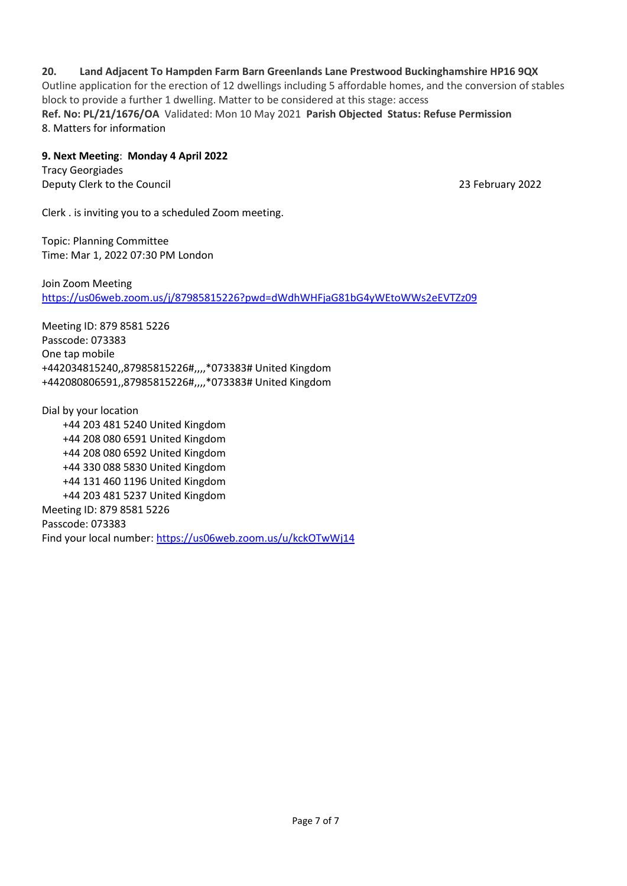**20. Land Adjacent To Hampden Farm Barn Greenlands Lane Prestwood Buckinghamshire HP16 9QX**
Outline application for the erection of 12 dwellings including 5 affordable homes, and the conversion of stables block to provide a further 1 dwelling. Matter to be considered at this stage: access
**Ref. No: PL/21/1676/OA** Validated: Mon 10 May 2021 **Parish Objected Status: Refuse Permission**
8. Matters for information

**9. Next Meeting**: **Monday 4 April 2022**
Tracy Georgiades
Deputy Clerk to the Council

23 February 2022

Clerk . is inviting you to a scheduled Zoom meeting.

Topic: Planning Committee
Time: Mar 1, 2022 07:30 PM London

Join Zoom Meeting
https://us06web.zoom.us/j/87985815226?pwd=dWdhWHFjaG81bG4yWEtoWWs2eEVTZz09

Meeting ID: 879 8581 5226
Passcode: 073383
One tap mobile
+442034815240,,87985815226#,,,,*073383# United Kingdom
+442080806591,,87985815226#,,,,*073383# United Kingdom

Dial by your location
- +44 203 481 5240 United Kingdom
- +44 208 080 6591 United Kingdom
- +44 208 080 6592 United Kingdom
- +44 330 088 5830 United Kingdom
- +44 131 460 1196 United Kingdom
- +44 203 481 5237 United Kingdom

Meeting ID: 879 8581 5226
Passcode: 073383
Find your local number: https://us06web.zoom.us/u/kckOTwWj14